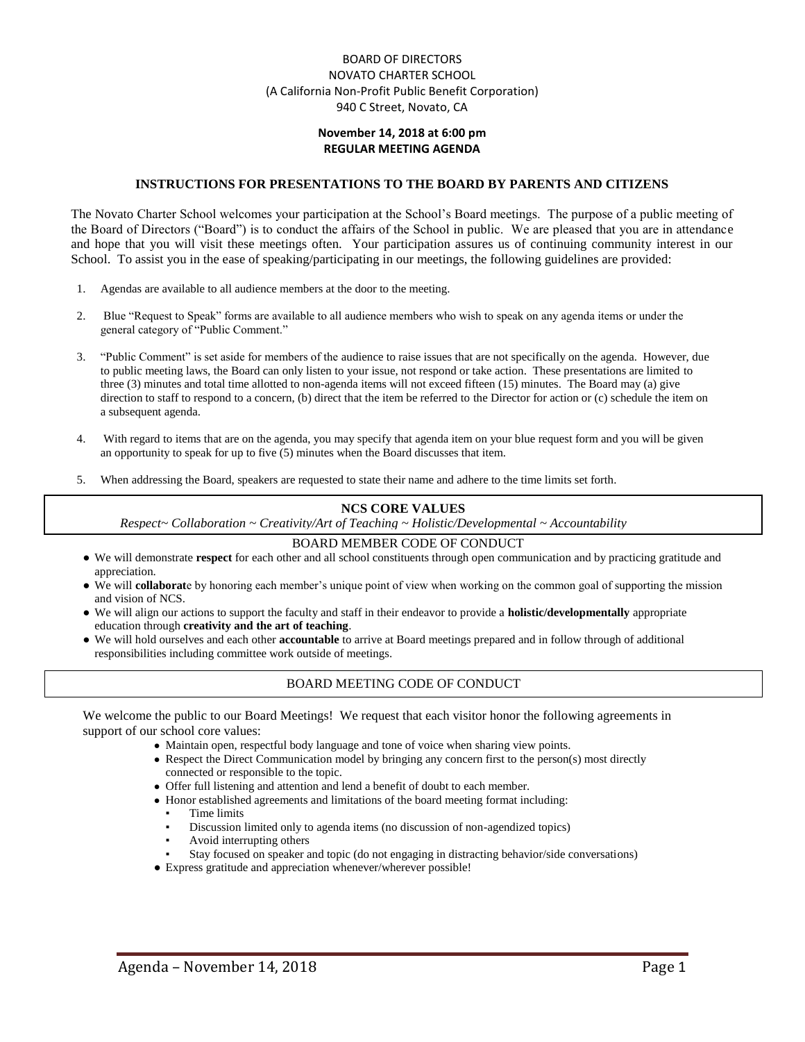BOARD OF DIRECTORS
NOVATO CHARTER SCHOOL
(A California Non-Profit Public Benefit Corporation)
940 C Street, Novato, CA

**November 14, 2018 at 6:00 pm**
**REGULAR MEETING AGENDA**

## INSTRUCTIONS FOR PRESENTATIONS TO THE BOARD BY PARENTS AND CITIZENS

The Novato Charter School welcomes your participation at the School's Board meetings. The purpose of a public meeting of the Board of Directors ("Board") is to conduct the affairs of the School in public. We are pleased that you are in attendance and hope that you will visit these meetings often. Your participation assures us of continuing community interest in our School. To assist you in the ease of speaking/participating in our meetings, the following guidelines are provided:

1. Agendas are available to all audience members at the door to the meeting.
2. Blue "Request to Speak" forms are available to all audience members who wish to speak on any agenda items or under the general category of "Public Comment."
3. "Public Comment" is set aside for members of the audience to raise issues that are not specifically on the agenda. However, due to public meeting laws, the Board can only listen to your issue, not respond or take action. These presentations are limited to three (3) minutes and total time allotted to non-agenda items will not exceed fifteen (15) minutes. The Board may (a) give direction to staff to respond to a concern, (b) direct that the item be referred to the Director for action or (c) schedule the item on a subsequent agenda.
4. With regard to items that are on the agenda, you may specify that agenda item on your blue request form and you will be given an opportunity to speak for up to five (5) minutes when the Board discusses that item.
5. When addressing the Board, speakers are requested to state their name and adhere to the time limits set forth.

## NCS CORE VALUES

*Respect~ Collaboration ~ Creativity/Art of Teaching ~ Holistic/Developmental ~ Accountability*

## BOARD MEMBER CODE OF CONDUCT

- We will demonstrate **respect** for each other and all school constituents through open communication and by practicing gratitude and appreciation.
- We will **collaborat**e by honoring each member's unique point of view when working on the common goal of supporting the mission and vision of NCS.
- We will align our actions to support the faculty and staff in their endeavor to provide a **holistic/developmentally** appropriate education through **creativity and the art of teaching**.
- We will hold ourselves and each other **accountable** to arrive at Board meetings prepared and in follow through of additional responsibilities including committee work outside of meetings.

## BOARD MEETING CODE OF CONDUCT

We welcome the public to our Board Meetings! We request that each visitor honor the following agreements in support of our school core values:

- Maintain open, respectful body language and tone of voice when sharing view points.
- Respect the Direct Communication model by bringing any concern first to the person(s) most directly connected or responsible to the topic.
- Offer full listening and attention and lend a benefit of doubt to each member.
- Honor established agreements and limitations of the board meeting format including:
  - Time limits
  - Discussion limited only to agenda items (no discussion of non-agendized topics)
  - Avoid interrupting others
  - Stay focused on speaker and topic (do not engaging in distracting behavior/side conversations)
- Express gratitude and appreciation whenever/wherever possible!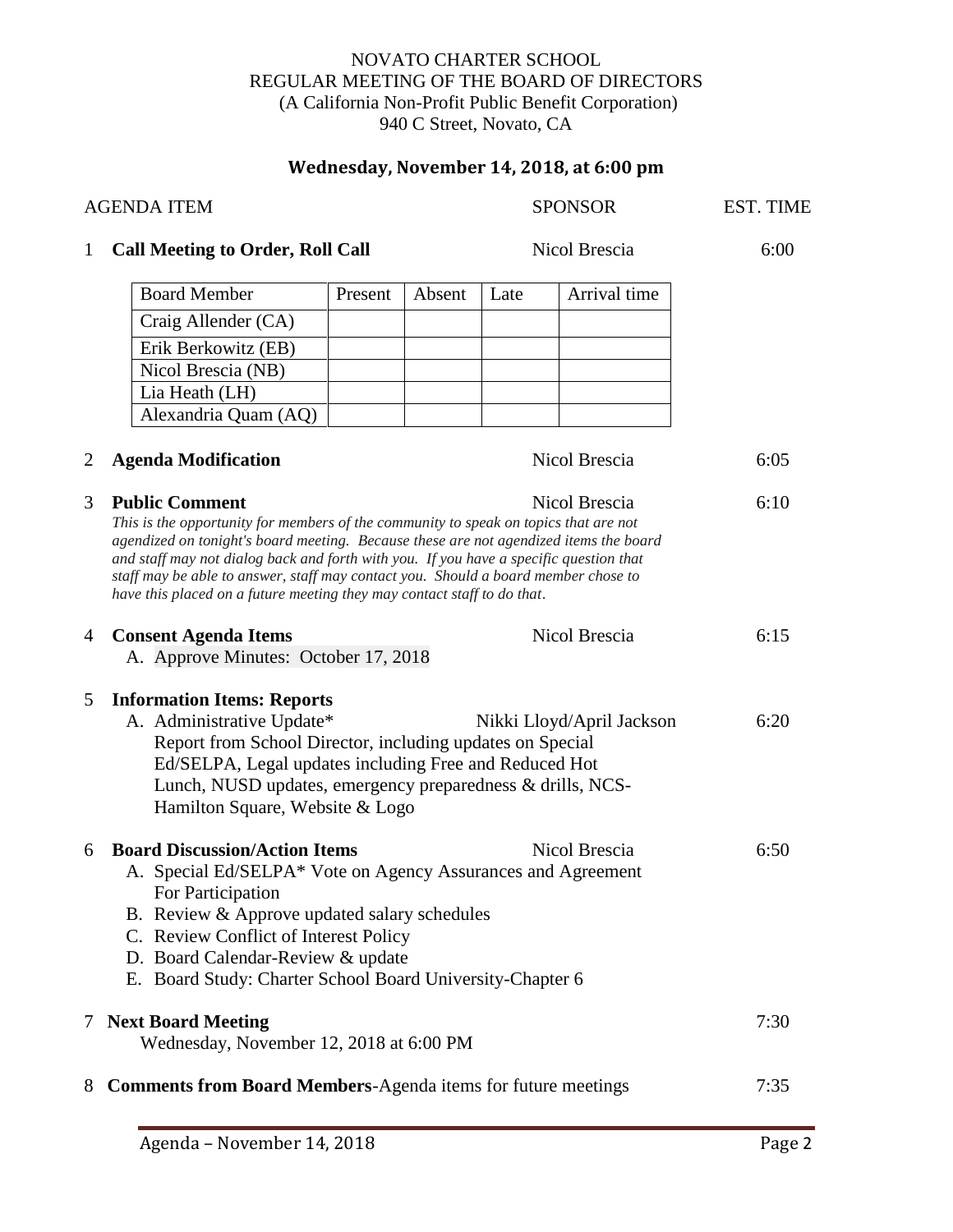NOVATO CHARTER SCHOOL
REGULAR MEETING OF THE BOARD OF DIRECTORS
(A California Non-Profit Public Benefit Corporation)
940 C Street, Novato, CA

**Wednesday, November 14, 2018, at 6:00 pm**

| | AGENDA ITEM | SPONSOR | EST. TIME |
|---|---|---|---|
| 1 | **Call Meeting to Order, Roll Call** | Nicol Brescia | 6:00 |

| Board Member | Present | Absent | Late | Arrival time |
|---|---|---|---|---|
| Craig Allender (CA) | | | | |
| Erik Berkowitz (EB) | | | | |
| Nicol Brescia (NB) | | | | |
| Lia Heath (LH) | | | | |
| Alexandria Quam (AQ) | | | | |

2 **Agenda Modification** — Nicol Brescia — 6:05

3 **Public Comment** — Nicol Brescia — 6:10

*This is the opportunity for members of the community to speak on topics that are not agendized on tonight's board meeting. Because these are not agendized items the board and staff may not dialog back and forth with you. If you have a specific question that staff may be able to answer, staff may contact you. Should a board member chose to have this placed on a future meeting they may contact staff to do that*.

4 **Consent Agenda Items** — Nicol Brescia — 6:15

A. Approve Minutes: October 17, 2018

5 **Information Items: Reports**

A. Administrative Update* — Nikki Lloyd/April Jackson — 6:20

Report from School Director, including updates on Special Ed/SELPA, Legal updates including Free and Reduced Hot Lunch, NUSD updates, emergency preparedness & drills, NCS-Hamilton Square, Website & Logo

6 **Board Discussion/Action Items** — Nicol Brescia — 6:50

A. Special Ed/SELPA* Vote on Agency Assurances and Agreement For Participation
B. Review & Approve updated salary schedules
C. Review Conflict of Interest Policy
D. Board Calendar-Review & update
E. Board Study: Charter School Board University-Chapter 6

7 **Next Board Meeting** — 7:30

Wednesday, November 12, 2018 at 6:00 PM

8 **Comments from Board Members**-Agenda items for future meetings — 7:35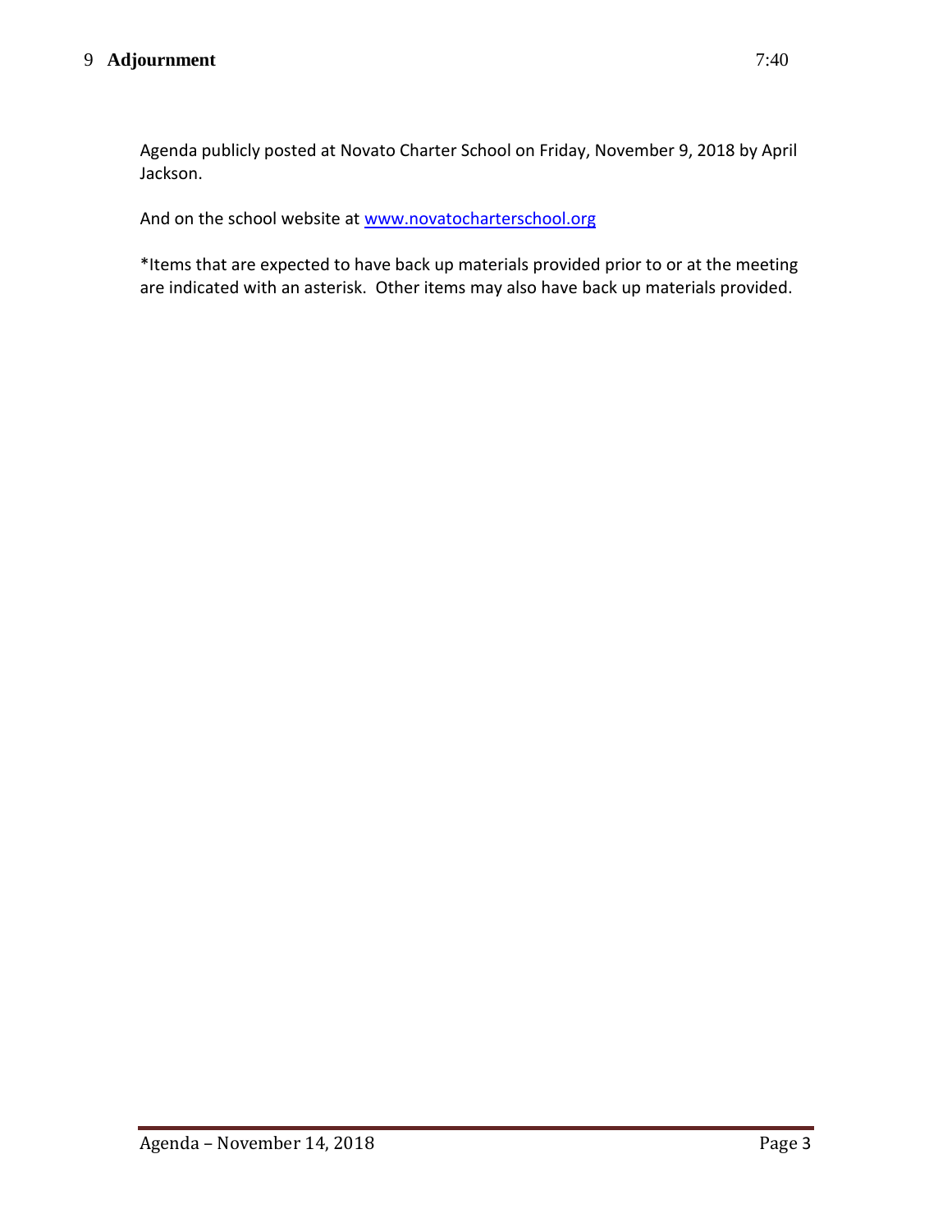9 **Adjournment** 7:40

Agenda publicly posted at Novato Charter School on Friday, November 9, 2018 by April Jackson.

And on the school website at [www.novatocharterschool.org](http://www.novatocharterschool.org)

*Items that are expected to have back up materials provided prior to or at the meeting are indicated with an asterisk. Other items may also have back up materials provided.